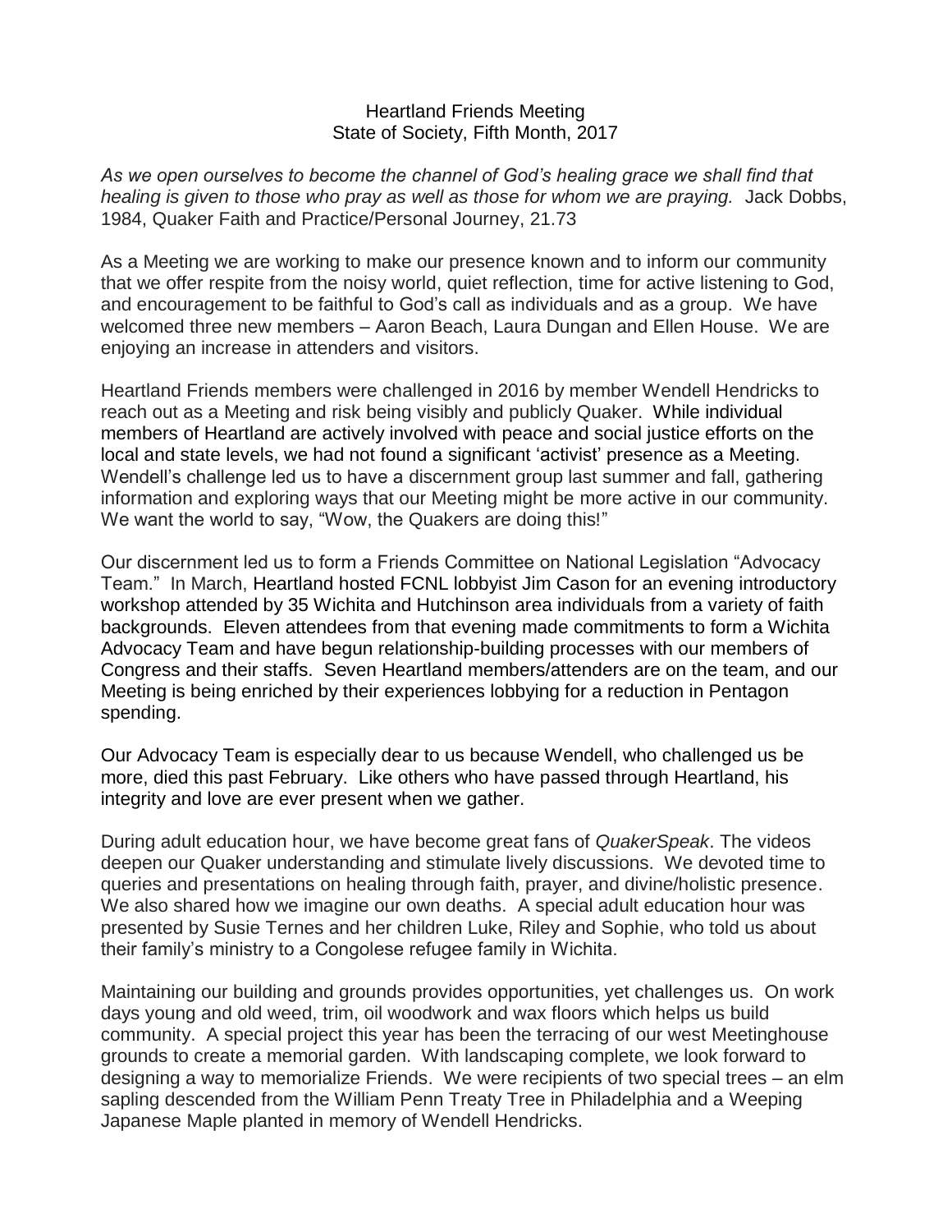# Heartland Friends Meeting
## State of Society, Fifth Month, 2017

*As we open ourselves to become the channel of God's healing grace we shall find that healing is given to those who pray as well as those for whom we are praying.* Jack Dobbs, 1984, Quaker Faith and Practice/Personal Journey, 21.73

As a Meeting we are working to make our presence known and to inform our community that we offer respite from the noisy world, quiet reflection, time for active listening to God, and encouragement to be faithful to God's call as individuals and as a group. We have welcomed three new members – Aaron Beach, Laura Dungan and Ellen House. We are enjoying an increase in attenders and visitors.

Heartland Friends members were challenged in 2016 by member Wendell Hendricks to reach out as a Meeting and risk being visibly and publicly Quaker. While individual members of Heartland are actively involved with peace and social justice efforts on the local and state levels, we had not found a significant 'activist' presence as a Meeting. Wendell's challenge led us to have a discernment group last summer and fall, gathering information and exploring ways that our Meeting might be more active in our community. We want the world to say, "Wow, the Quakers are doing this!"

Our discernment led us to form a Friends Committee on National Legislation "Advocacy Team." In March, Heartland hosted FCNL lobbyist Jim Cason for an evening introductory workshop attended by 35 Wichita and Hutchinson area individuals from a variety of faith backgrounds. Eleven attendees from that evening made commitments to form a Wichita Advocacy Team and have begun relationship-building processes with our members of Congress and their staffs. Seven Heartland members/attenders are on the team, and our Meeting is being enriched by their experiences lobbying for a reduction in Pentagon spending.

Our Advocacy Team is especially dear to us because Wendell, who challenged us be more, died this past February. Like others who have passed through Heartland, his integrity and love are ever present when we gather.

During adult education hour, we have become great fans of *QuakerSpeak*. The videos deepen our Quaker understanding and stimulate lively discussions. We devoted time to queries and presentations on healing through faith, prayer, and divine/holistic presence. We also shared how we imagine our own deaths. A special adult education hour was presented by Susie Ternes and her children Luke, Riley and Sophie, who told us about their family's ministry to a Congolese refugee family in Wichita.

Maintaining our building and grounds provides opportunities, yet challenges us. On work days young and old weed, trim, oil woodwork and wax floors which helps us build community. A special project this year has been the terracing of our west Meetinghouse grounds to create a memorial garden. With landscaping complete, we look forward to designing a way to memorialize Friends. We were recipients of two special trees – an elm sapling descended from the William Penn Treaty Tree in Philadelphia and a Weeping Japanese Maple planted in memory of Wendell Hendricks.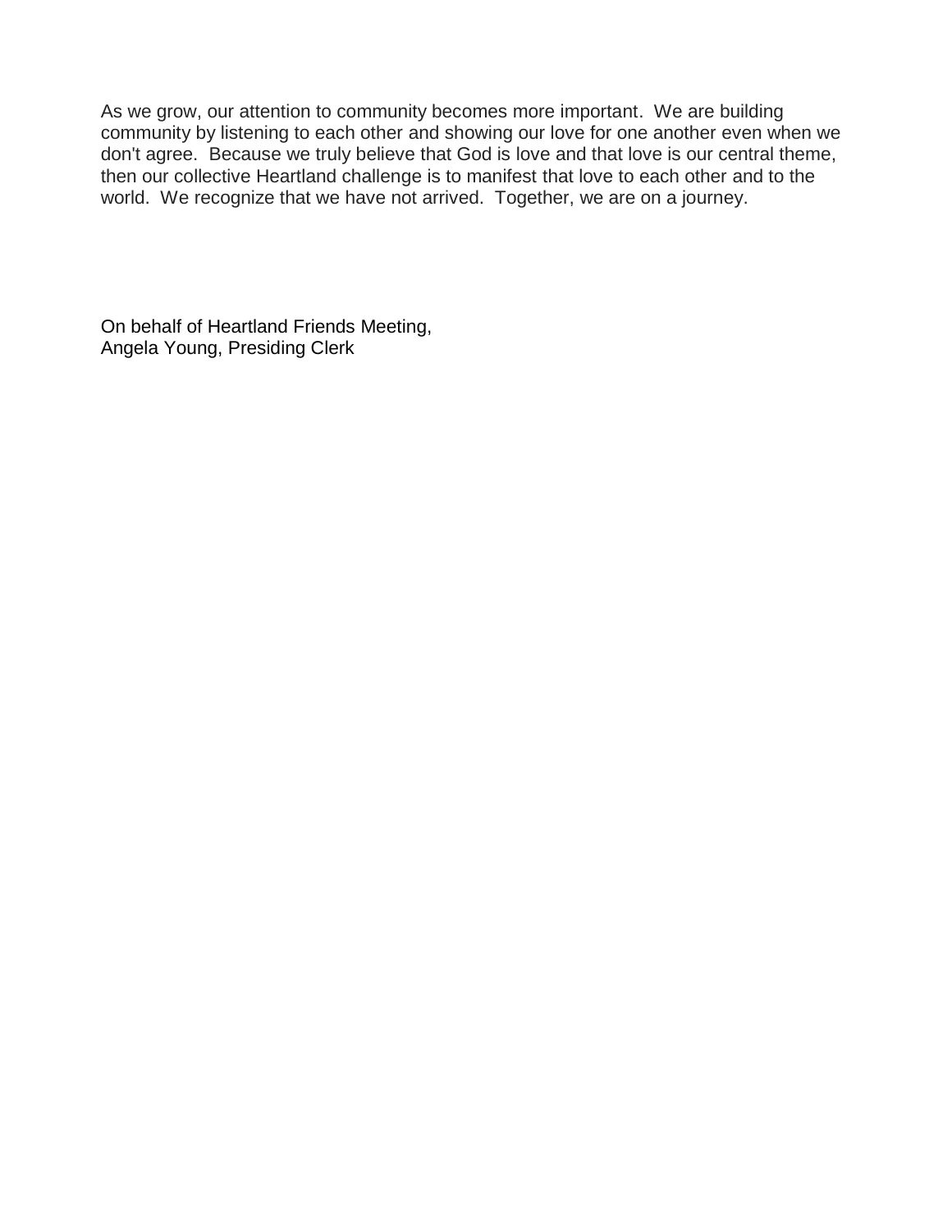As we grow, our attention to community becomes more important. We are building community by listening to each other and showing our love for one another even when we don't agree. Because we truly believe that God is love and that love is our central theme, then our collective Heartland challenge is to manifest that love to each other and to the world. We recognize that we have not arrived. Together, we are on a journey.

On behalf of Heartland Friends Meeting,
Angela Young, Presiding Clerk